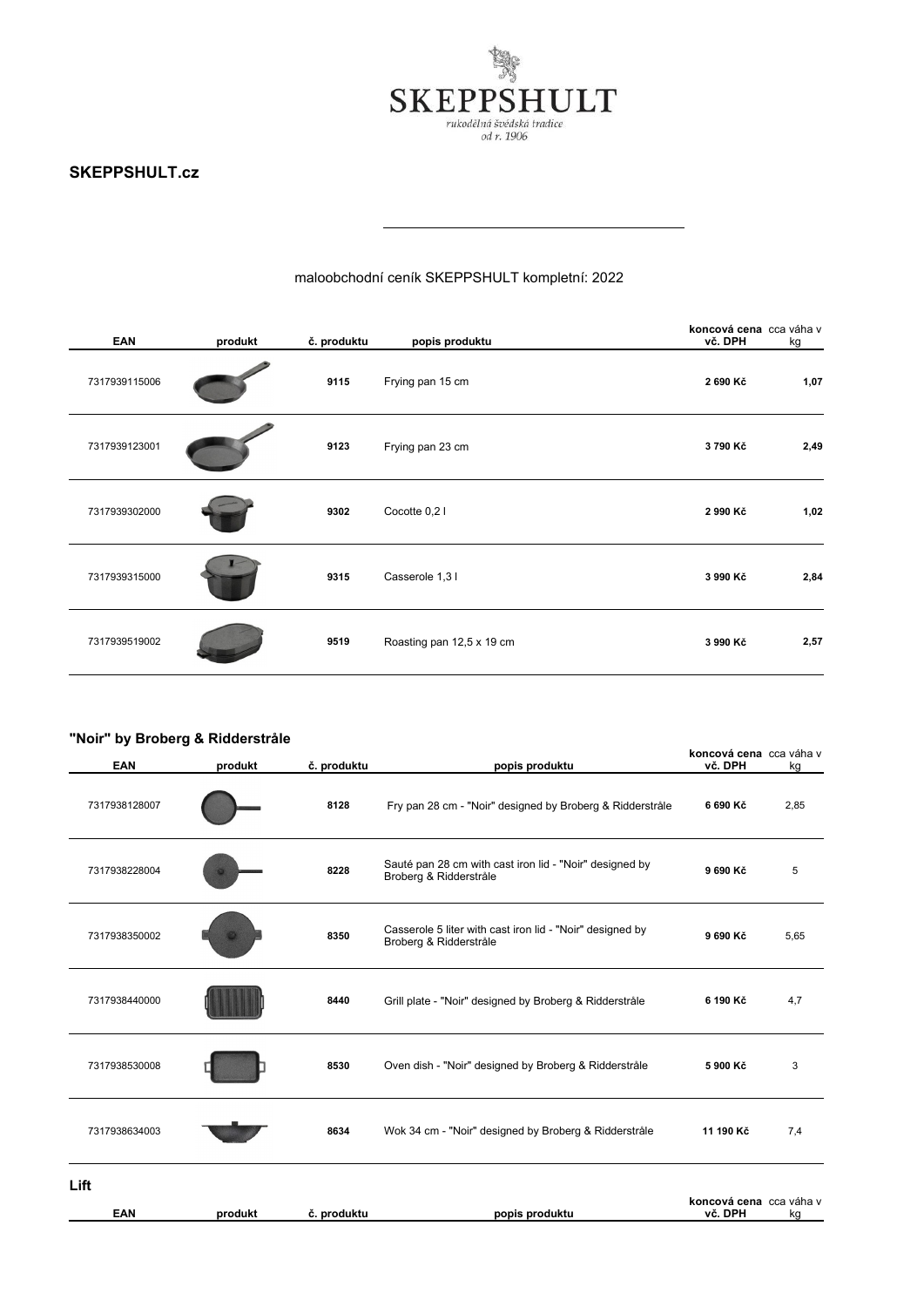SKEPPSHULT

rukodělná švédská tradice
od r. 1906

**SKEPPSHULT.cz**

maloobchodní ceník SKEPPSHULT kompletní: 2022

| EAN | produkt | č. produktu | popis produktu | koncová cena vč. DPH | cca váha v kg |
|---|---|---|---|---|---|
| 7317939115006 | | **9115** | Frying pan 15 cm | **2 690 Kč** | **1,07** |
| 7317939123001 | | **9123** | Frying pan 23 cm | **3 790 Kč** | **2,49** |
| 7317939302000 | | **9302** | Cocotte 0,2 l | **2 990 Kč** | **1,02** |
| 7317939315000 | | **9315** | Casserole 1,3 l | **3 990 Kč** | **2,84** |
| 7317939519002 | | **9519** | Roasting pan 12,5 x 19 cm | **3 990 Kč** | **2,57** |

**"Noir" by Broberg & Ridderstråle**

| EAN | produkt | č. produktu | popis produktu | koncová cena vč. DPH | cca váha v kg |
|---|---|---|---|---|---|
| 7317938128007 | | **8128** | Fry pan 28 cm - "Noir" designed by Broberg & Ridderstråle | **6 690 Kč** | 2,85 |
| 7317938228004 | | **8228** | Sauté pan 28 cm with cast iron lid - "Noir" designed by Broberg & Ridderstråle | **9 690 Kč** | 5 |
| 7317938350002 | | **8350** | Casserole 5 liter with cast iron lid - "Noir" designed by Broberg & Ridderstråle | **9 690 Kč** | 5,65 |
| 7317938440000 | | **8440** | Grill plate - "Noir" designed by Broberg & Ridderstråle | **6 190 Kč** | 4,7 |
| 7317938530008 | | **8530** | Oven dish - "Noir" designed by Broberg & Ridderstråle | **5 900 Kč** | 3 |
| 7317938634003 | | **8634** | Wok 34 cm - "Noir" designed by Broberg & Ridderstråle | **11 190 Kč** | 7,4 |

**Lift**

| EAN | produkt | č. produktu | popis produktu | koncová cena vč. DPH | cca váha v kg |
|---|---|---|---|---|---|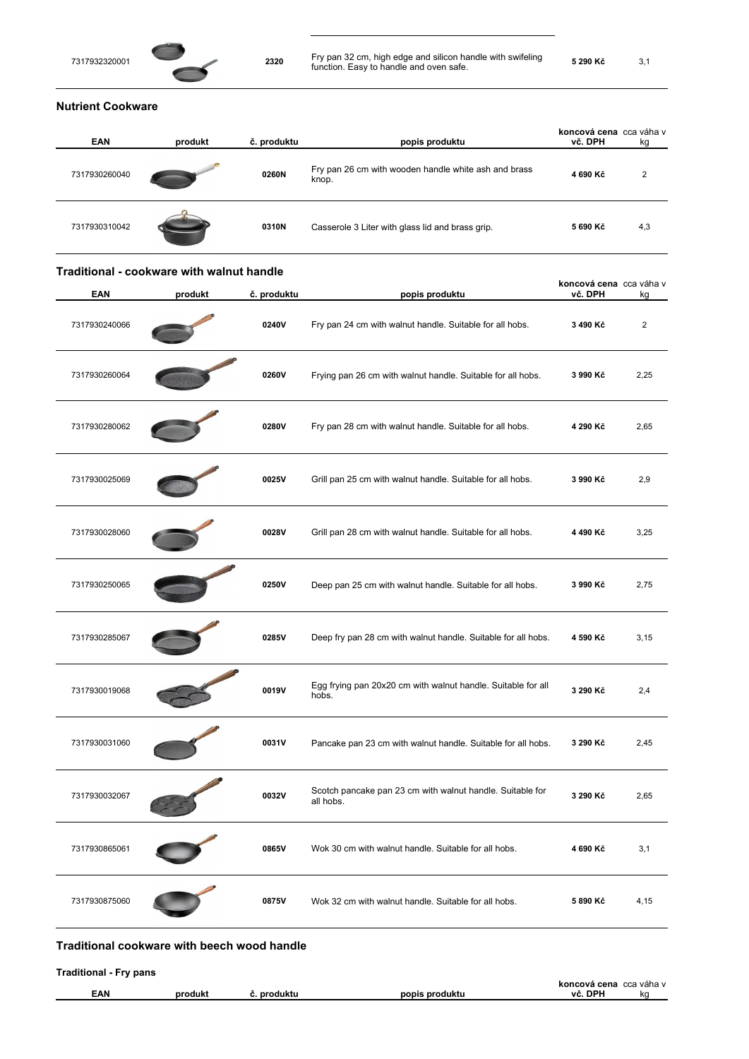| EAN | produkt | č. produktu | popis produktu | koncová cena vč. DPH | cca váha v kg |
|---|---|---|---|---|---|
| 7317932320001 | | 2320 | Fry pan 32 cm, high edge and silicon handle with swifeling function. Easy to handle and oven safe. | 5 290 Kč | 3,1 |

## Nutrient Cookware

| EAN | produkt | č. produktu | popis produktu | koncová cena vč. DPH | cca váha v kg |
|---|---|---|---|---|---|
| 7317930260040 | | 0260N | Fry pan 26 cm with wooden handle white ash and brass knop. | 4 690 Kč | 2 |
| 7317930310042 | | 0310N | Casserole 3 Liter with glass lid and brass grip. | 5 690 Kč | 4,3 |

## Traditional - cookware with walnut handle

| EAN | produkt | č. produktu | popis produktu | koncová cena vč. DPH | cca váha v kg |
|---|---|---|---|---|---|
| 7317930240066 | | 0240V | Fry pan 24 cm with walnut handle. Suitable for all hobs. | 3 490 Kč | 2 |
| 7317930260064 | | 0260V | Frying pan 26 cm with walnut handle. Suitable for all hobs. | 3 990 Kč | 2,25 |
| 7317930280062 | | 0280V | Fry pan 28 cm with walnut handle. Suitable for all hobs. | 4 290 Kč | 2,65 |
| 7317930025069 | | 0025V | Grill pan 25 cm with walnut handle. Suitable for all hobs. | 3 990 Kč | 2,9 |
| 7317930028060 | | 0028V | Grill pan 28 cm with walnut handle. Suitable for all hobs. | 4 490 Kč | 3,25 |
| 7317930250065 | | 0250V | Deep pan 25 cm with walnut handle. Suitable for all hobs. | 3 990 Kč | 2,75 |
| 7317930285067 | | 0285V | Deep fry pan 28 cm with walnut handle. Suitable for all hobs. | 4 590 Kč | 3,15 |
| 7317930019068 | | 0019V | Egg frying pan 20x20 cm with walnut handle. Suitable for all hobs. | 3 290 Kč | 2,4 |
| 7317930031060 | | 0031V | Pancake pan 23 cm with walnut handle. Suitable for all hobs. | 3 290 Kč | 2,45 |
| 7317930032067 | | 0032V | Scotch pancake pan 23 cm with walnut handle. Suitable for all hobs. | 3 290 Kč | 2,65 |
| 7317930865061 | | 0865V | Wok 30 cm with walnut handle. Suitable for all hobs. | 4 690 Kč | 3,1 |
| 7317930875060 | | 0875V | Wok 32 cm with walnut handle. Suitable for all hobs. | 5 890 Kč | 4,15 |

## Traditional cookware with beech wood handle

### Traditional - Fry pans

| EAN | produkt | č. produktu | popis produktu | koncová cena vč. DPH | cca váha v kg |
|---|---|---|---|---|---|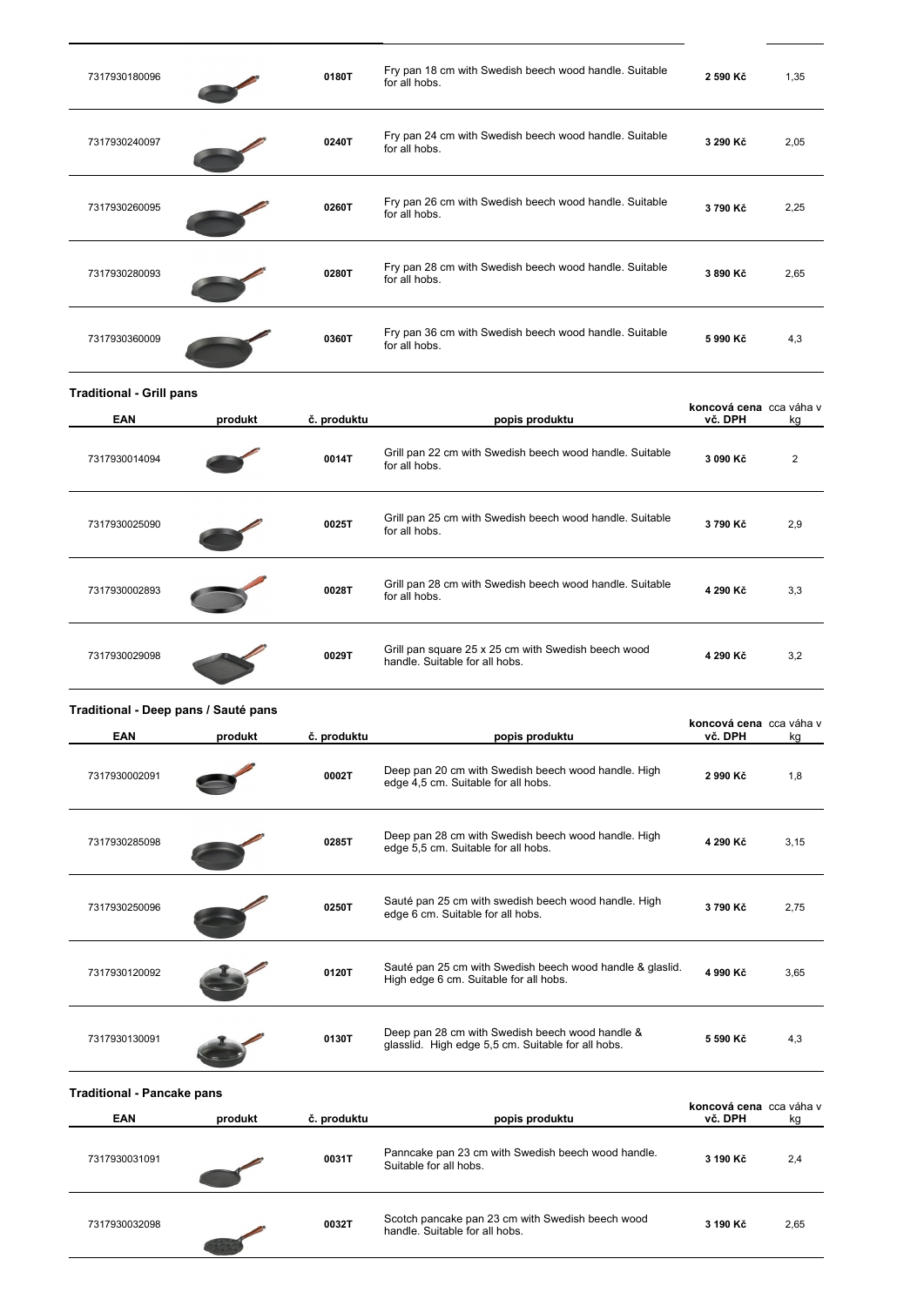| EAN | produkt | č. produktu | popis produktu | koncová cena vč. DPH | cca váha v kg |
|---|---|---|---|---|---|
| 7317930180096 | | 0180T | Fry pan 18 cm with Swedish beech wood handle. Suitable for all hobs. | 2 590 Kč | 1,35 |
| 7317930240097 | | 0240T | Fry pan 24 cm with Swedish beech wood handle. Suitable for all hobs. | 3 290 Kč | 2,05 |
| 7317930260095 | | 0260T | Fry pan 26 cm with Swedish beech wood handle. Suitable for all hobs. | 3 790 Kč | 2,25 |
| 7317930280093 | | 0280T | Fry pan 28 cm with Swedish beech wood handle. Suitable for all hobs. | 3 890 Kč | 2,65 |
| 7317930360009 | | 0360T | Fry pan 36 cm with Swedish beech wood handle. Suitable for all hobs. | 5 990 Kč | 4,3 |

**Traditional - Grill pans**

| EAN | produkt | č. produktu | popis produktu | koncová cena vč. DPH | cca váha v kg |
|---|---|---|---|---|---|
| 7317930014094 | | 0014T | Grill pan 22 cm with Swedish beech wood handle. Suitable for all hobs. | 3 090 Kč | 2 |
| 7317930025090 | | 0025T | Grill pan 25 cm with Swedish beech wood handle. Suitable for all hobs. | 3 790 Kč | 2,9 |
| 7317930002893 | | 0028T | Grill pan 28 cm with Swedish beech wood handle. Suitable for all hobs. | 4 290 Kč | 3,3 |
| 7317930029098 | | 0029T | Grill pan square 25 x 25 cm with Swedish beech wood handle. Suitable for all hobs. | 4 290 Kč | 3,2 |

**Traditional - Deep pans / Sauté pans**

| EAN | produkt | č. produktu | popis produktu | koncová cena vč. DPH | cca váha v kg |
|---|---|---|---|---|---|
| 7317930002091 | | 0002T | Deep pan 20 cm with Swedish beech wood handle. High edge 4,5 cm. Suitable for all hobs. | 2 990 Kč | 1,8 |
| 7317930285098 | | 0285T | Deep pan 28 cm with Swedish beech wood handle. High edge 5,5 cm. Suitable for all hobs. | 4 290 Kč | 3,15 |
| 7317930250096 | | 0250T | Sauté pan 25 cm with swedish beech wood handle. High edge 6 cm. Suitable for all hobs. | 3 790 Kč | 2,75 |
| 7317930120092 | | 0120T | Sauté pan 25 cm with Swedish beech wood handle & glaslid. High edge 6 cm. Suitable for all hobs. | 4 990 Kč | 3,65 |
| 7317930130091 | | 0130T | Deep pan 28 cm with Swedish beech wood handle & glasslid. High edge 5,5 cm. Suitable for all hobs. | 5 590 Kč | 4,3 |

**Traditional - Pancake pans**

| EAN | produkt | č. produktu | popis produktu | koncová cena vč. DPH | cca váha v kg |
|---|---|---|---|---|---|
| 7317930031091 | | 0031T | Panncake pan 23 cm with Swedish beech wood handle. Suitable for all hobs. | 3 190 Kč | 2,4 |
| 7317930032098 | | 0032T | Scotch pancake pan 23 cm with Swedish beech wood handle. Suitable for all hobs. | 3 190 Kč | 2,65 |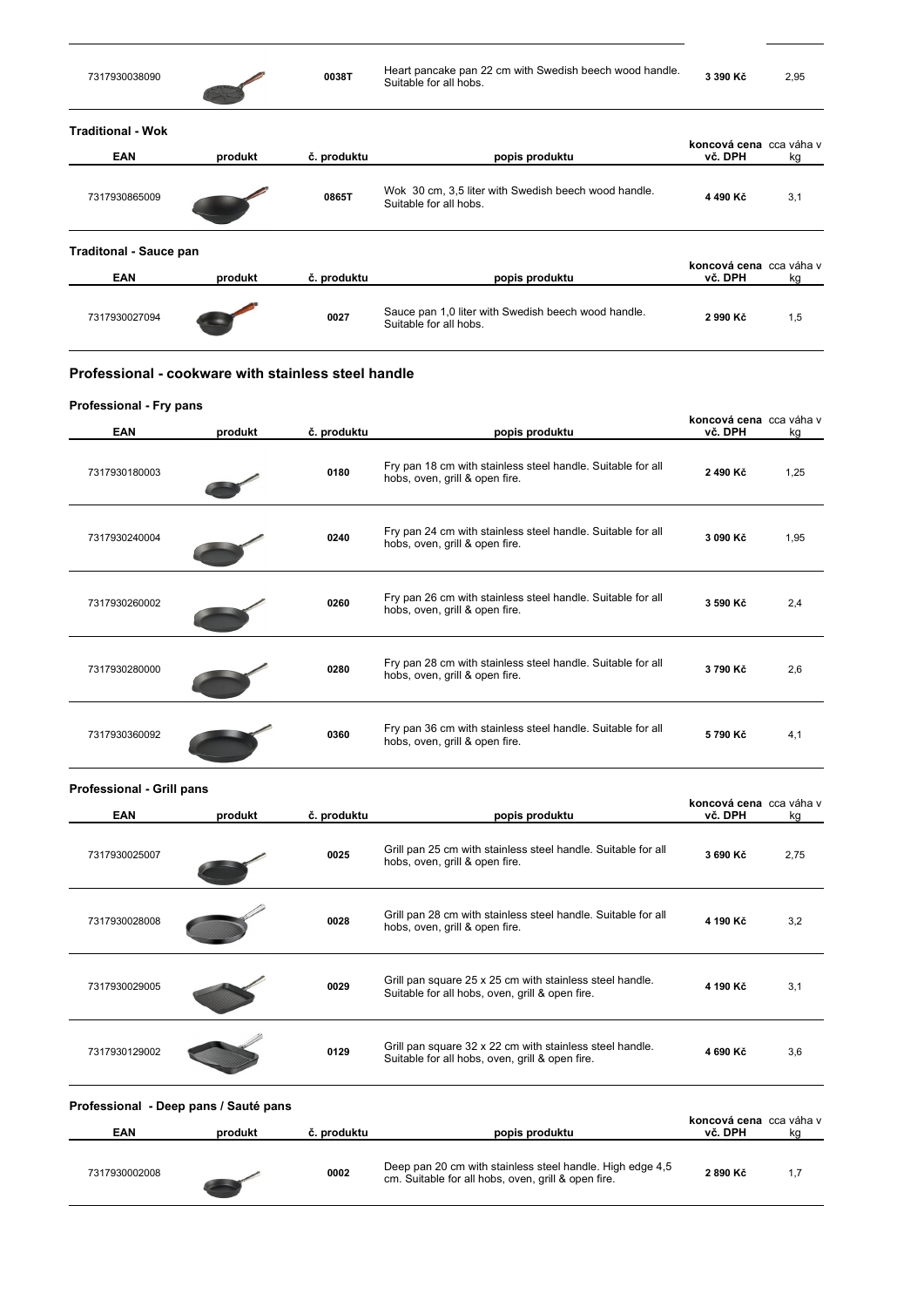| EAN | produkt | č. produktu | popis produktu | koncová cena vč. DPH | cca váha v kg |
|---|---|---|---|---|---|
| 7317930038090 | | 0038T | Heart pancake pan 22 cm with Swedish beech wood handle. Suitable for all hobs. | 3 390 Kč | 2,95 |

**Traditional - Wok**

| EAN | produkt | č. produktu | popis produktu | koncová cena vč. DPH | cca váha v kg |
|---|---|---|---|---|---|
| 7317930865009 | | 0865T | Wok 30 cm, 3,5 liter with Swedish beech wood handle. Suitable for all hobs. | 4 490 Kč | 3,1 |

**Traditonal - Sauce pan**

| EAN | produkt | č. produktu | popis produktu | koncová cena vč. DPH | cca váha v kg |
|---|---|---|---|---|---|
| 7317930027094 | | 0027 | Sauce pan 1,0 liter with Swedish beech wood handle. Suitable for all hobs. | 2 990 Kč | 1,5 |

## Professional - cookware with stainless steel handle

**Professional - Fry pans**

| EAN | produkt | č. produktu | popis produktu | koncová cena vč. DPH | cca váha v kg |
|---|---|---|---|---|---|
| 7317930180003 | | 0180 | Fry pan 18 cm with stainless steel handle. Suitable for all hobs, oven, grill & open fire. | 2 490 Kč | 1,25 |
| 7317930240004 | | 0240 | Fry pan 24 cm with stainless steel handle. Suitable for all hobs, oven, grill & open fire. | 3 090 Kč | 1,95 |
| 7317930260002 | | 0260 | Fry pan 26 cm with stainless steel handle. Suitable for all hobs, oven, grill & open fire. | 3 590 Kč | 2,4 |
| 7317930280000 | | 0280 | Fry pan 28 cm with stainless steel handle. Suitable for all hobs, oven, grill & open fire. | 3 790 Kč | 2,6 |
| 7317930360092 | | 0360 | Fry pan 36 cm with stainless steel handle. Suitable for all hobs, oven, grill & open fire. | 5 790 Kč | 4,1 |

**Professional - Grill pans**

| EAN | produkt | č. produktu | popis produktu | koncová cena vč. DPH | cca váha v kg |
|---|---|---|---|---|---|
| 7317930025007 | | 0025 | Grill pan 25 cm with stainless steel handle. Suitable for all hobs, oven, grill & open fire. | 3 690 Kč | 2,75 |
| 7317930028008 | | 0028 | Grill pan 28 cm with stainless steel handle. Suitable for all hobs, oven, grill & open fire. | 4 190 Kč | 3,2 |
| 7317930029005 | | 0029 | Grill pan square 25 x 25 cm with stainless steel handle. Suitable for all hobs, oven, grill & open fire. | 4 190 Kč | 3,1 |
| 7317930129002 | | 0129 | Grill pan square 32 x 22 cm with stainless steel handle. Suitable for all hobs, oven, grill & open fire. | 4 690 Kč | 3,6 |

**Professional - Deep pans / Sauté pans**

| EAN | produkt | č. produktu | popis produktu | koncová cena vč. DPH | cca váha v kg |
|---|---|---|---|---|---|
| 7317930002008 | | 0002 | Deep pan 20 cm with stainless steel handle. High edge 4,5 cm. Suitable for all hobs, oven, grill & open fire. | 2 890 Kč | 1,7 |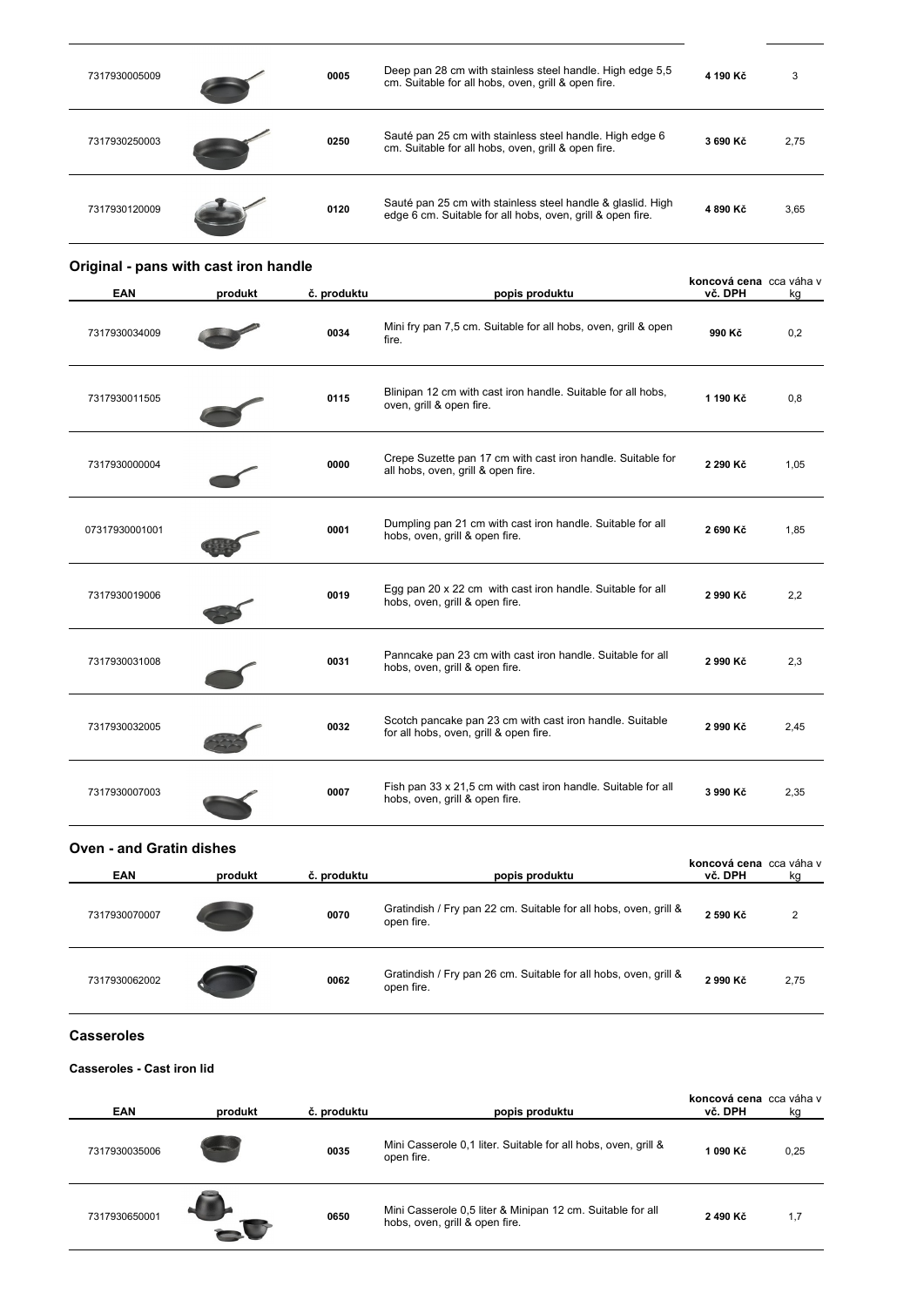| EAN | produkt | č. produktu | popis produktu | koncová cena vč. DPH | cca váha v kg |
|---|---|---|---|---|---|
| 7317930005009 | | 0005 | Deep pan 28 cm with stainless steel handle. High edge 5,5 cm. Suitable for all hobs, oven, grill & open fire. | 4 190 Kč | 3 |
| 7317930250003 | | 0250 | Sauté pan 25 cm with stainless steel handle. High edge 6 cm. Suitable for all hobs, oven, grill & open fire. | 3 690 Kč | 2,75 |
| 7317930120009 | | 0120 | Sauté pan 25 cm with stainless steel handle & glaslid. High edge 6 cm. Suitable for all hobs, oven, grill & open fire. | 4 890 Kč | 3,65 |

## Original - pans with cast iron handle

| EAN | produkt | č. produktu | popis produktu | koncová cena vč. DPH | cca váha v kg |
|---|---|---|---|---|---|
| 7317930034009 | | 0034 | Mini fry pan 7,5 cm. Suitable for all hobs, oven, grill & open fire. | 990 Kč | 0,2 |
| 7317930011505 | | 0115 | Blinipan 12 cm with cast iron handle. Suitable for all hobs, oven, grill & open fire. | 1 190 Kč | 0,8 |
| 7317930000004 | | 0000 | Crepe Suzette pan 17 cm with cast iron handle. Suitable for all hobs, oven, grill & open fire. | 2 290 Kč | 1,05 |
| 07317930001001 | | 0001 | Dumpling pan 21 cm with cast iron handle. Suitable for all hobs, oven, grill & open fire. | 2 690 Kč | 1,85 |
| 7317930019006 | | 0019 | Egg pan 20 x 22 cm with cast iron handle. Suitable for all hobs, oven, grill & open fire. | 2 990 Kč | 2,2 |
| 7317930031008 | | 0031 | Panncake pan 23 cm with cast iron handle. Suitable for all hobs, oven, grill & open fire. | 2 990 Kč | 2,3 |
| 7317930032005 | | 0032 | Scotch pancake pan 23 cm with cast iron handle. Suitable for all hobs, oven, grill & open fire. | 2 990 Kč | 2,45 |
| 7317930007003 | | 0007 | Fish pan 33 x 21,5 cm with cast iron handle. Suitable for all hobs, oven, grill & open fire. | 3 990 Kč | 2,35 |

## Oven - and Gratin dishes

| EAN | produkt | č. produktu | popis produktu | koncová cena vč. DPH | cca váha v kg |
|---|---|---|---|---|---|
| 7317930070007 | | 0070 | Gratindish / Fry pan 22 cm. Suitable for all hobs, oven, grill & open fire. | 2 590 Kč | 2 |
| 7317930062002 | | 0062 | Gratindish / Fry pan 26 cm. Suitable for all hobs, oven, grill & open fire. | 2 990 Kč | 2,75 |

## Casseroles

### Casseroles - Cast iron lid

| EAN | produkt | č. produktu | popis produktu | koncová cena vč. DPH | cca váha v kg |
|---|---|---|---|---|---|
| 7317930035006 | | 0035 | Mini Casserole 0,1 liter. Suitable for all hobs, oven, grill & open fire. | 1 090 Kč | 0,25 |
| 7317930650001 | | 0650 | Mini Casserole 0,5 liter & Minipan 12 cm. Suitable for all hobs, oven, grill & open fire. | 2 490 Kč | 1,7 |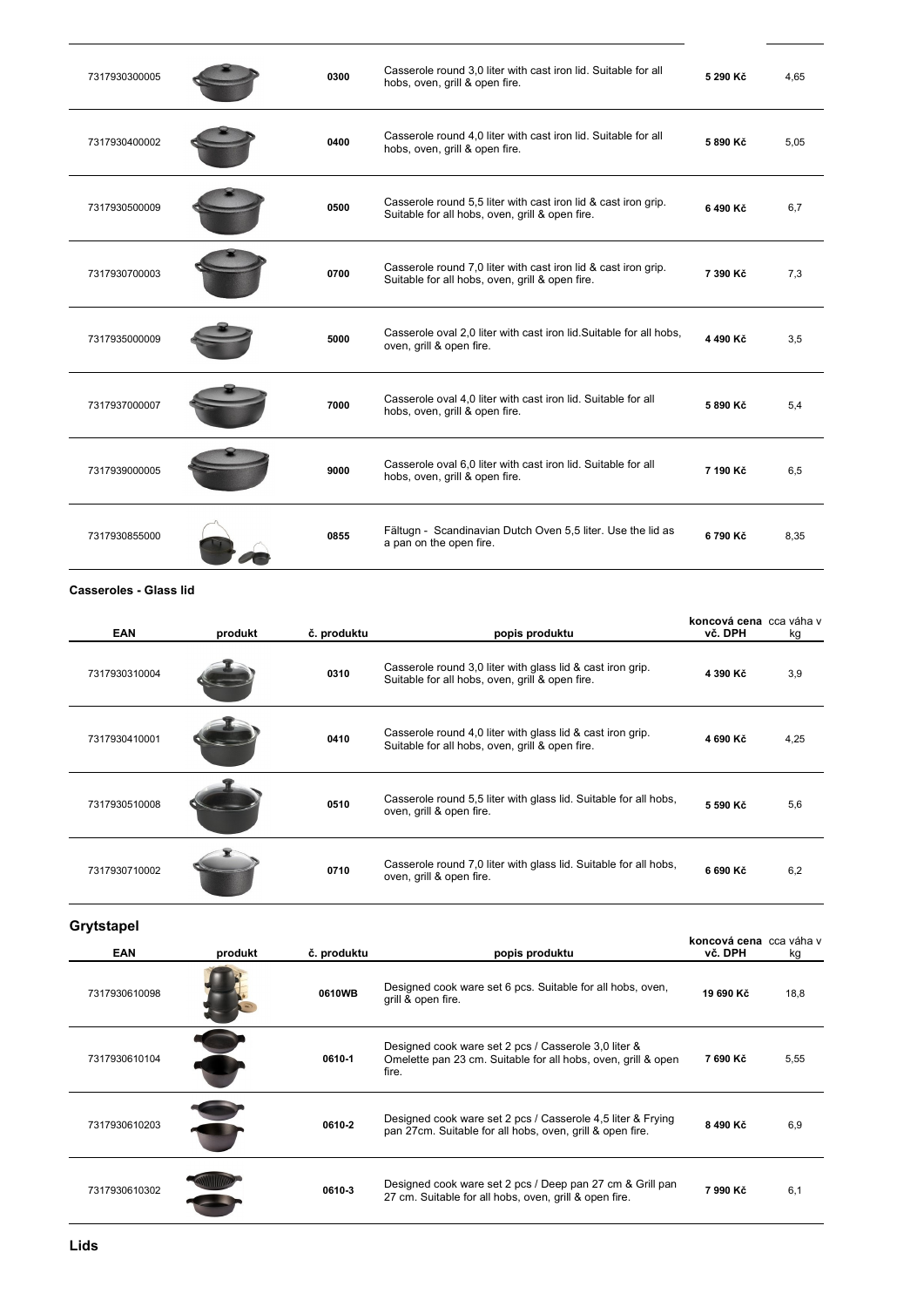| | | | | | |
|---|---|---|---|---|---|
| 7317930300005 | | 0300 | Casserole round 3,0 liter with cast iron lid. Suitable for all hobs, oven, grill & open fire. | 5 290 Kč | 4,65 |
| 7317930400002 | | 0400 | Casserole round 4,0 liter with cast iron lid. Suitable for all hobs, oven, grill & open fire. | 5 890 Kč | 5,05 |
| 7317930500009 | | 0500 | Casserole round 5,5 liter with cast iron lid & cast iron grip. Suitable for all hobs, oven, grill & open fire. | 6 490 Kč | 6,7 |
| 7317930700003 | | 0700 | Casserole round 7,0 liter with cast iron lid & cast iron grip. Suitable for all hobs, oven, grill & open fire. | 7 390 Kč | 7,3 |
| 7317935000009 | | 5000 | Casserole oval 2,0 liter with cast iron lid.Suitable for all hobs, oven, grill & open fire. | 4 490 Kč | 3,5 |
| 7317937000007 | | 7000 | Casserole oval 4,0 liter with cast iron lid. Suitable for all hobs, oven, grill & open fire. | 5 890 Kč | 5,4 |
| 7317939000005 | | 9000 | Casserole oval 6,0 liter with cast iron lid. Suitable for all hobs, oven, grill & open fire. | 7 190 Kč | 6,5 |
| 7317930855000 | | 0855 | Fältugn - Scandinavian Dutch Oven 5,5 liter. Use the lid as a pan on the open fire. | 6 790 Kč | 8,35 |

**Casseroles - Glass lid**

| EAN | produkt | č. produktu | popis produktu | koncová cena vč. DPH | cca váha v kg |
|---|---|---|---|---|---|
| 7317930310004 | | 0310 | Casserole round 3,0 liter with glass lid & cast iron grip. Suitable for all hobs, oven, grill & open fire. | 4 390 Kč | 3,9 |
| 7317930410001 | | 0410 | Casserole round 4,0 liter with glass lid & cast iron grip. Suitable for all hobs, oven, grill & open fire. | 4 690 Kč | 4,25 |
| 7317930510008 | | 0510 | Casserole round 5,5 liter with glass lid. Suitable for all hobs, oven, grill & open fire. | 5 590 Kč | 5,6 |
| 7317930710002 | | 0710 | Casserole round 7,0 liter with glass lid. Suitable for all hobs, oven, grill & open fire. | 6 690 Kč | 6,2 |

## Grytstapel

| EAN | produkt | č. produktu | popis produktu | koncová cena vč. DPH | cca váha v kg |
|---|---|---|---|---|---|
| 7317930610098 | | 0610WB | Designed cook ware set 6 pcs. Suitable for all hobs, oven, grill & open fire. | 19 690 Kč | 18,8 |
| 7317930610104 | | 0610-1 | Designed cook ware set 2 pcs / Casserole 3,0 liter & Omelette pan 23 cm. Suitable for all hobs, oven, grill & open fire. | 7 690 Kč | 5,55 |
| 7317930610203 | | 0610-2 | Designed cook ware set 2 pcs / Casserole 4,5 liter & Frying pan 27cm. Suitable for all hobs, oven, grill & open fire. | 8 490 Kč | 6,9 |
| 7317930610302 | | 0610-3 | Designed cook ware set 2 pcs / Deep pan 27 cm & Grill pan 27 cm. Suitable for all hobs, oven, grill & open fire. | 7 990 Kč | 6,1 |

## Lids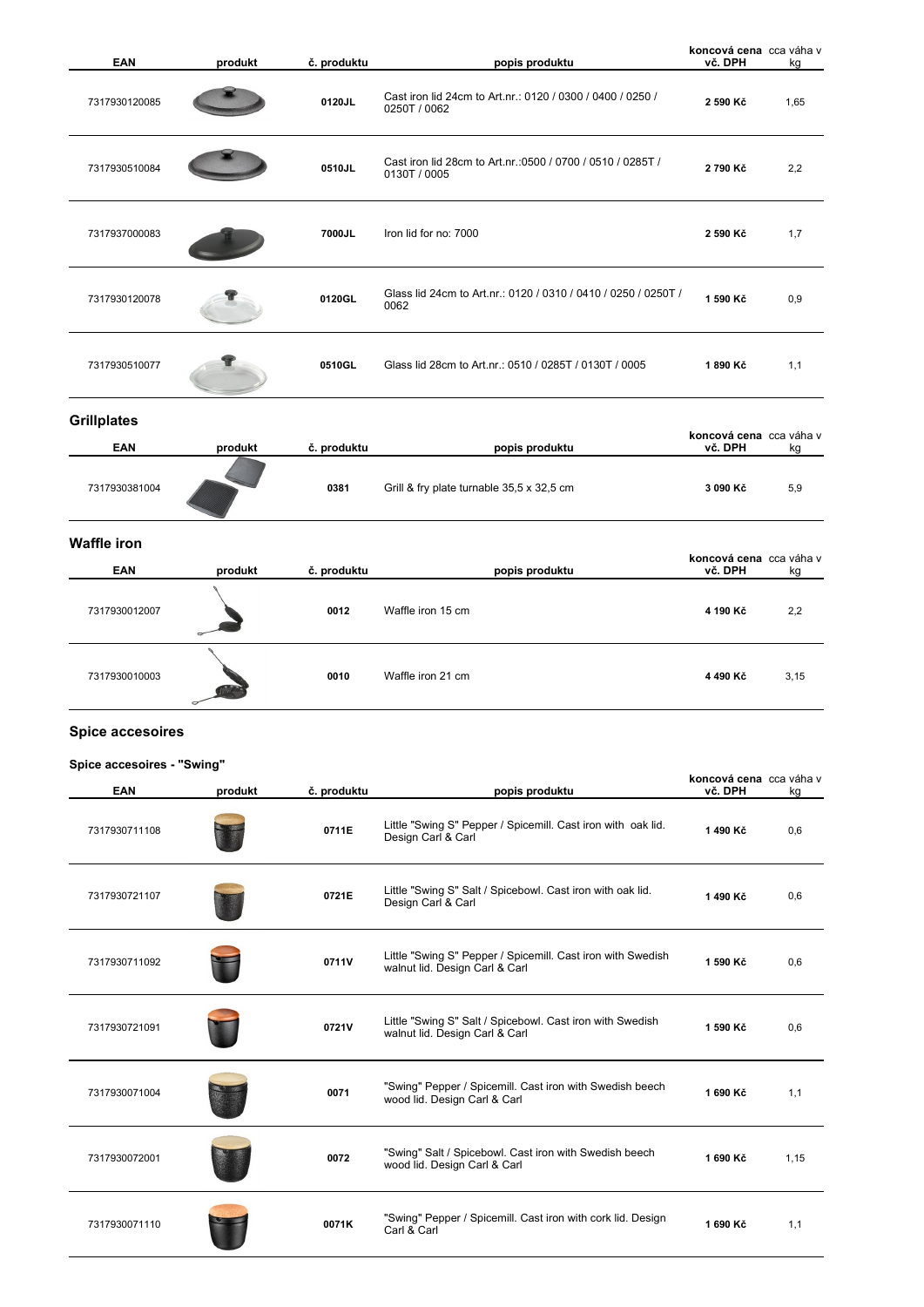| EAN | produkt | č. produktu | popis produktu | koncová cena vč. DPH | cca váha v kg |
|---|---|---|---|---|---|
| 7317930120085 | | 0120JL | Cast iron lid 24cm to Art.nr.: 0120 / 0300 / 0400 / 0250 / 0250T / 0062 | 2 590 Kč | 1,65 |
| 7317930510084 | | 0510JL | Cast iron lid 28cm to Art.nr.:0500 / 0700 / 0510 / 0285T / 0130T / 0005 | 2 790 Kč | 2,2 |
| 7317937000083 | | 7000JL | Iron lid for no: 7000 | 2 590 Kč | 1,7 |
| 7317930120078 | | 0120GL | Glass lid 24cm to Art.nr.: 0120 / 0310 / 0410 / 0250 / 0250T / 0062 | 1 590 Kč | 0,9 |
| 7317930510077 | | 0510GL | Glass lid 28cm to Art.nr.: 0510 / 0285T / 0130T / 0005 | 1 890 Kč | 1,1 |

## Grillplates

| EAN | produkt | č. produktu | popis produktu | koncová cena vč. DPH | cca váha v kg |
|---|---|---|---|---|---|
| 7317930381004 | | 0381 | Grill & fry plate turnable 35,5 x 32,5 cm | 3 090 Kč | 5,9 |

## Waffle iron

| EAN | produkt | č. produktu | popis produktu | koncová cena vč. DPH | cca váha v kg |
|---|---|---|---|---|---|
| 7317930012007 | | 0012 | Waffle iron 15 cm | 4 190 Kč | 2,2 |
| 7317930010003 | | 0010 | Waffle iron 21 cm | 4 490 Kč | 3,15 |

## Spice accesoires

### Spice accesoires - "Swing"

| EAN | produkt | č. produktu | popis produktu | koncová cena vč. DPH | cca váha v kg |
|---|---|---|---|---|---|
| 7317930711108 | | 0711E | Little "Swing S" Pepper / Spicemill. Cast iron with oak lid. Design Carl & Carl | 1 490 Kč | 0,6 |
| 7317930721107 | | 0721E | Little "Swing S" Salt / Spicebowl. Cast iron with oak lid. Design Carl & Carl | 1 490 Kč | 0,6 |
| 7317930711092 | | 0711V | Little "Swing S" Pepper / Spicemill. Cast iron with Swedish walnut lid. Design Carl & Carl | 1 590 Kč | 0,6 |
| 7317930721091 | | 0721V | Little "Swing S" Salt / Spicebowl. Cast iron with Swedish walnut lid. Design Carl & Carl | 1 590 Kč | 0,6 |
| 7317930071004 | | 0071 | "Swing" Pepper / Spicemill. Cast iron with Swedish beech wood lid. Design Carl & Carl | 1 690 Kč | 1,1 |
| 7317930072001 | | 0072 | "Swing" Salt / Spicebowl. Cast iron with Swedish beech wood lid. Design Carl & Carl | 1 690 Kč | 1,15 |
| 7317930071110 | | 0071K | "Swing" Pepper / Spicemill. Cast iron with cork lid. Design Carl & Carl | 1 690 Kč | 1,1 |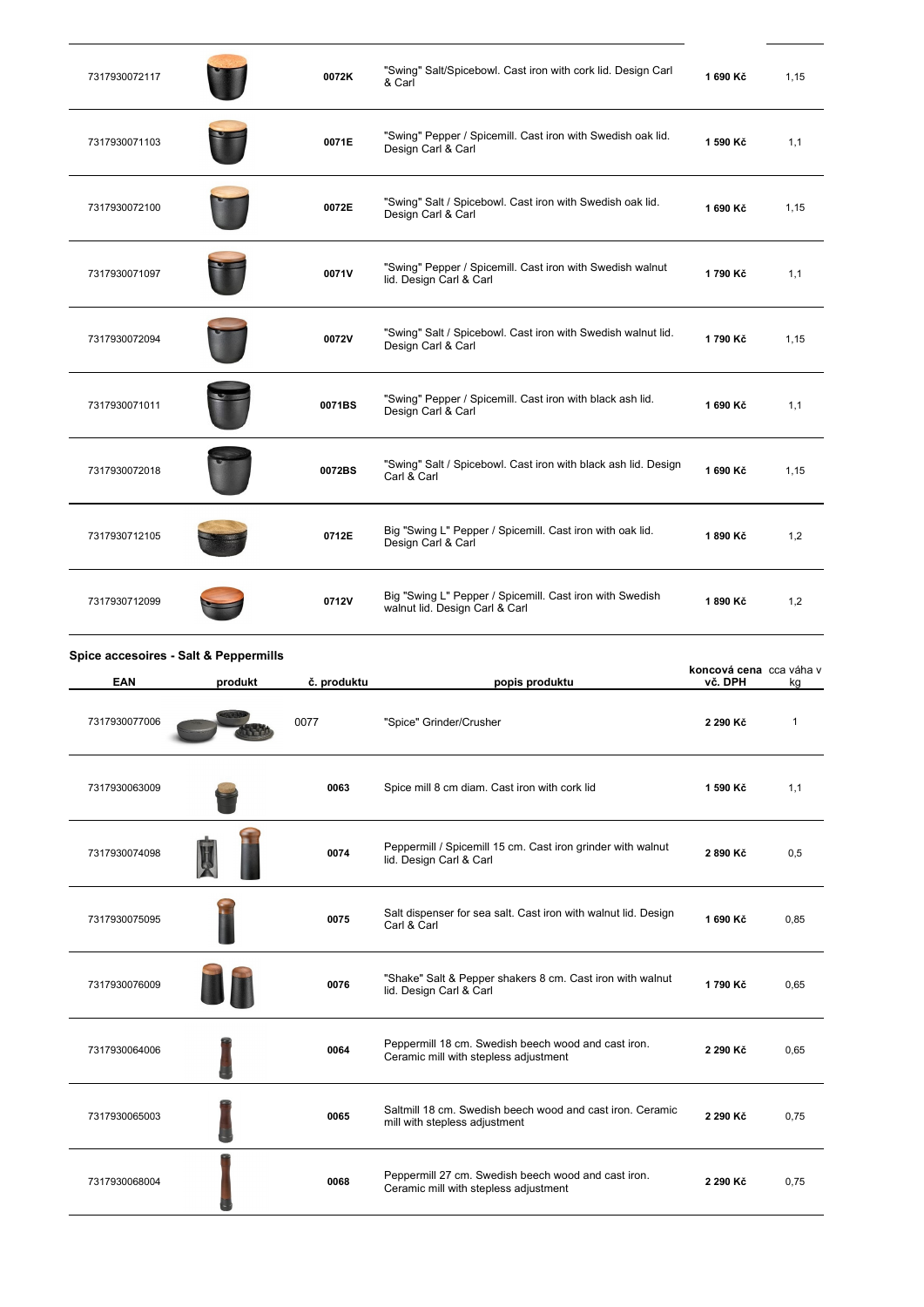| | | | | | |
|---|---|---|---|---|---|
| 7317930072117 | | 0072K | "Swing" Salt/Spicebowl. Cast iron with cork lid. Design Carl & Carl | 1 690 Kč | 1,15 |
| 7317930071103 | | 0071E | "Swing" Pepper / Spicemill. Cast iron with Swedish oak lid. Design Carl & Carl | 1 590 Kč | 1,1 |
| 7317930072100 | | 0072E | "Swing" Salt / Spicebowl. Cast iron with Swedish oak lid. Design Carl & Carl | 1 690 Kč | 1,15 |
| 7317930071097 | | 0071V | "Swing" Pepper / Spicemill. Cast iron with Swedish walnut lid. Design Carl & Carl | 1 790 Kč | 1,1 |
| 7317930072094 | | 0072V | "Swing" Salt / Spicebowl. Cast iron with Swedish walnut lid. Design Carl & Carl | 1 790 Kč | 1,15 |
| 7317930071011 | | 0071BS | "Swing" Pepper / Spicemill. Cast iron with black ash lid. Design Carl & Carl | 1 690 Kč | 1,1 |
| 7317930072018 | | 0072BS | "Swing" Salt / Spicebowl. Cast iron with black ash lid. Design Carl & Carl | 1 690 Kč | 1,15 |
| 7317930712105 | | 0712E | Big "Swing L" Pepper / Spicemill. Cast iron with oak lid. Design Carl & Carl | 1 890 Kč | 1,2 |
| 7317930712099 | | 0712V | Big "Swing L" Pepper / Spicemill. Cast iron with Swedish walnut lid. Design Carl & Carl | 1 890 Kč | 1,2 |

**Spice accesoires - Salt & Peppermills**

| EAN | produkt | č. produktu | popis produktu | koncová cena vč. DPH | cca váha v kg |
|---|---|---|---|---|---|
| 7317930077006 | | 0077 | "Spice" Grinder/Crusher | 2 290 Kč | 1 |
| 7317930063009 | | 0063 | Spice mill 8 cm diam. Cast iron with cork lid | 1 590 Kč | 1,1 |
| 7317930074098 | | 0074 | Peppermill / Spicemill 15 cm. Cast iron grinder with walnut lid. Design Carl & Carl | 2 890 Kč | 0,5 |
| 7317930075095 | | 0075 | Salt dispenser for sea salt. Cast iron with walnut lid. Design Carl & Carl | 1 690 Kč | 0,85 |
| 7317930076009 | | 0076 | "Shake" Salt & Pepper shakers 8 cm. Cast iron with walnut lid. Design Carl & Carl | 1 790 Kč | 0,65 |
| 7317930064006 | | 0064 | Peppermill 18 cm. Swedish beech wood and cast iron. Ceramic mill with stepless adjustment | 2 290 Kč | 0,65 |
| 7317930065003 | | 0065 | Saltmill 18 cm. Swedish beech wood and cast iron. Ceramic mill with stepless adjustment | 2 290 Kč | 0,75 |
| 7317930068004 | | 0068 | Peppermill 27 cm. Swedish beech wood and cast iron. Ceramic mill with stepless adjustment | 2 290 Kč | 0,75 |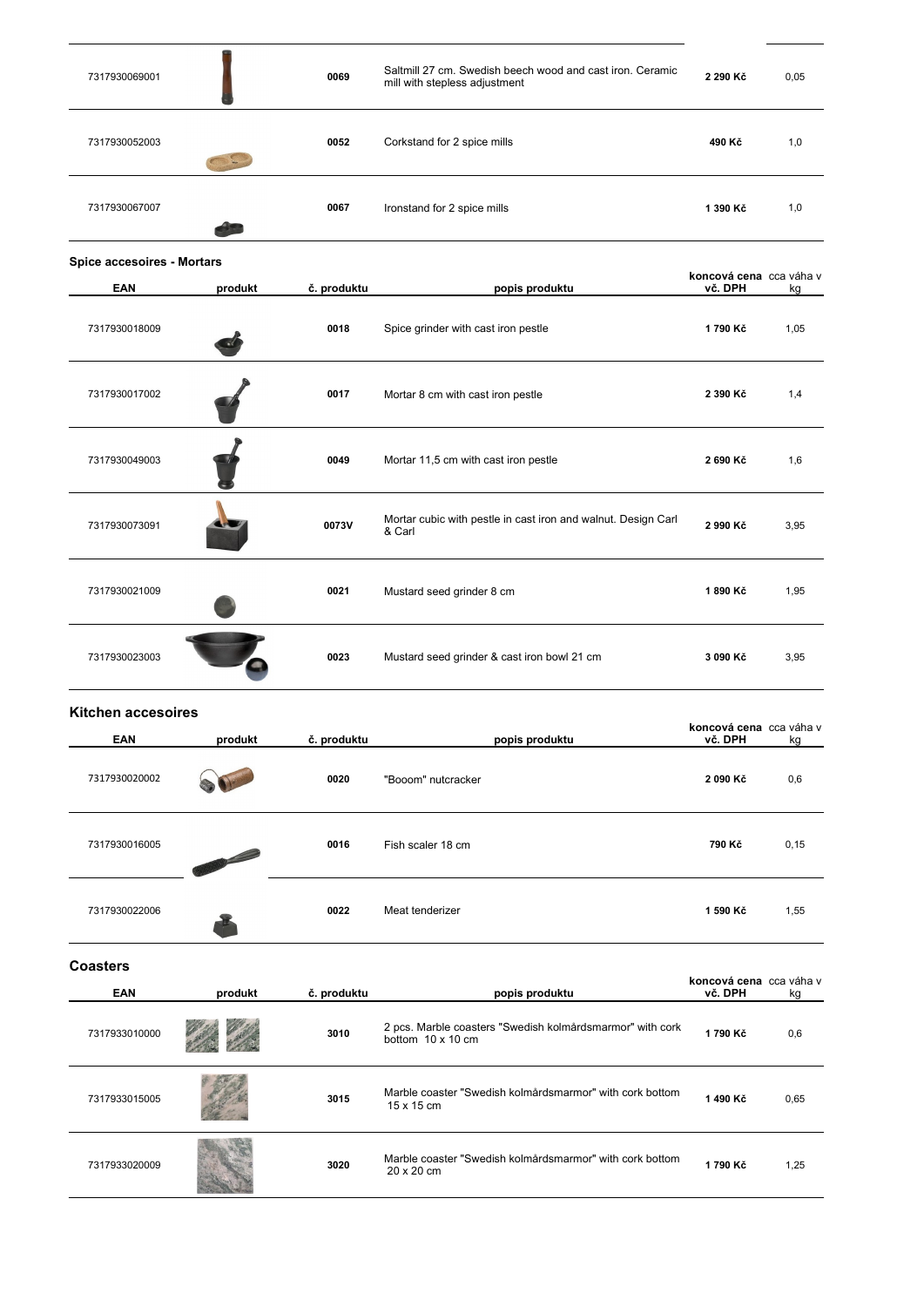| EAN | produkt | č. produktu | popis produktu | koncová cena vč. DPH | cca váha v kg |
|---|---|---|---|---|---|
| 7317930069001 | | 0069 | Saltmill 27 cm. Swedish beech wood and cast iron. Ceramic mill with stepless adjustment | 2 290 Kč | 0,05 |
| 7317930052003 | | 0052 | Corkstand for 2 spice mills | 490 Kč | 1,0 |
| 7317930067007 | | 0067 | Ironstand for 2 spice mills | 1 390 Kč | 1,0 |

### Spice accesoires - Mortars

| EAN | produkt | č. produktu | popis produktu | koncová cena vč. DPH | cca váha v kg |
|---|---|---|---|---|---|
| 7317930018009 | | 0018 | Spice grinder with cast iron pestle | 1 790 Kč | 1,05 |
| 7317930017002 | | 0017 | Mortar 8 cm with cast iron pestle | 2 390 Kč | 1,4 |
| 7317930049003 | | 0049 | Mortar 11,5 cm with cast iron pestle | 2 690 Kč | 1,6 |
| 7317930073091 | | 0073V | Mortar cubic with pestle in cast iron and walnut. Design Carl & Carl | 2 990 Kč | 3,95 |
| 7317930021009 | | 0021 | Mustard seed grinder 8 cm | 1 890 Kč | 1,95 |
| 7317930023003 | | 0023 | Mustard seed grinder & cast iron bowl 21 cm | 3 090 Kč | 3,95 |

### Kitchen accesoires

| EAN | produkt | č. produktu | popis produktu | koncová cena vč. DPH | cca váha v kg |
|---|---|---|---|---|---|
| 7317930020002 | | 0020 | "Booom" nutcracker | 2 090 Kč | 0,6 |
| 7317930016005 | | 0016 | Fish scaler 18 cm | 790 Kč | 0,15 |
| 7317930022006 | | 0022 | Meat tenderizer | 1 590 Kč | 1,55 |

### Coasters

| EAN | produkt | č. produktu | popis produktu | koncová cena vč. DPH | cca váha v kg |
|---|---|---|---|---|---|
| 7317933010000 | | 3010 | 2 pcs. Marble coasters "Swedish kolmårdsmarmor" with cork bottom 10 x 10 cm | 1 790 Kč | 0,6 |
| 7317933015005 | | 3015 | Marble coaster "Swedish kolmårdsmarmor" with cork bottom 15 x 15 cm | 1 490 Kč | 0,65 |
| 7317933020009 | | 3020 | Marble coaster "Swedish kolmårdsmarmor" with cork bottom 20 x 20 cm | 1 790 Kč | 1,25 |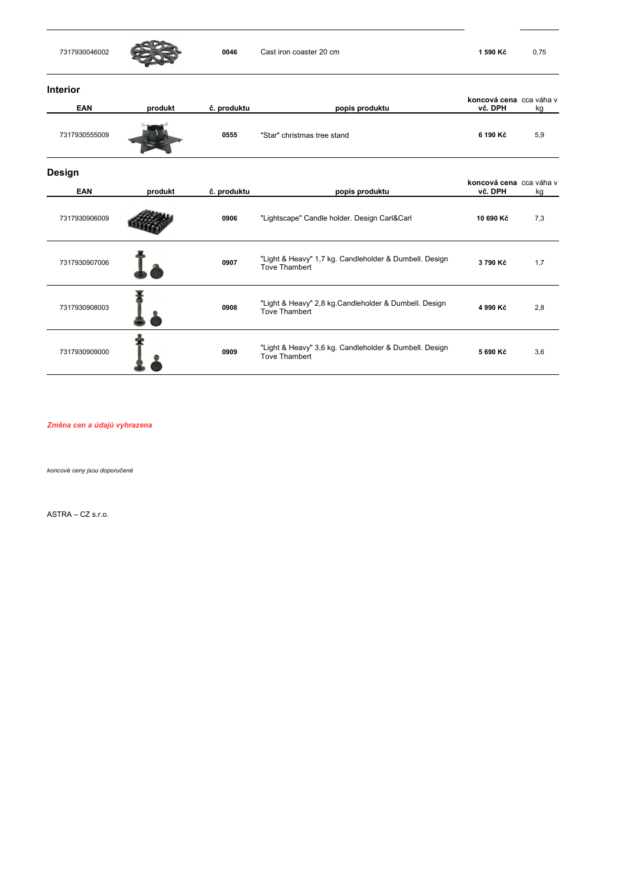| | | | | | |
|---|---|---|---|---|---|
| 7317930046002 | | **0046** | Cast iron coaster 20 cm | **1 590 Kč** | 0,75 |

## Interior

| EAN | produkt | č. produktu | popis produktu | koncová cena vč. DPH | cca váha v kg |
|---|---|---|---|---|---|
| 7317930555009 | | **0555** | "Star" christmas tree stand | **6 190 Kč** | 5,9 |

## Design

| EAN | produkt | č. produktu | popis produktu | koncová cena vč. DPH | cca váha v kg |
|---|---|---|---|---|---|
| 7317930906009 | | **0906** | "Lightscape" Candle holder. Design Carl&Carl | **10 690 Kč** | 7,3 |
| 7317930907006 | | **0907** | "Light & Heavy" 1,7 kg. Candleholder & Dumbell. Design Tove Thambert | **3 790 Kč** | 1,7 |
| 7317930908003 | | **0908** | "Light & Heavy" 2,8 kg.Candleholder & Dumbell. Design Tove Thambert | **4 990 Kč** | 2,8 |
| 7317930909000 | | **0909** | "Light & Heavy" 3,6 kg. Candleholder & Dumbell. Design Tove Thambert | **5 690 Kč** | 3,6 |

***Změna cen a údajů vyhrazena***

*koncové ceny jsou doporučené*

ASTRA – CZ s.r.o.